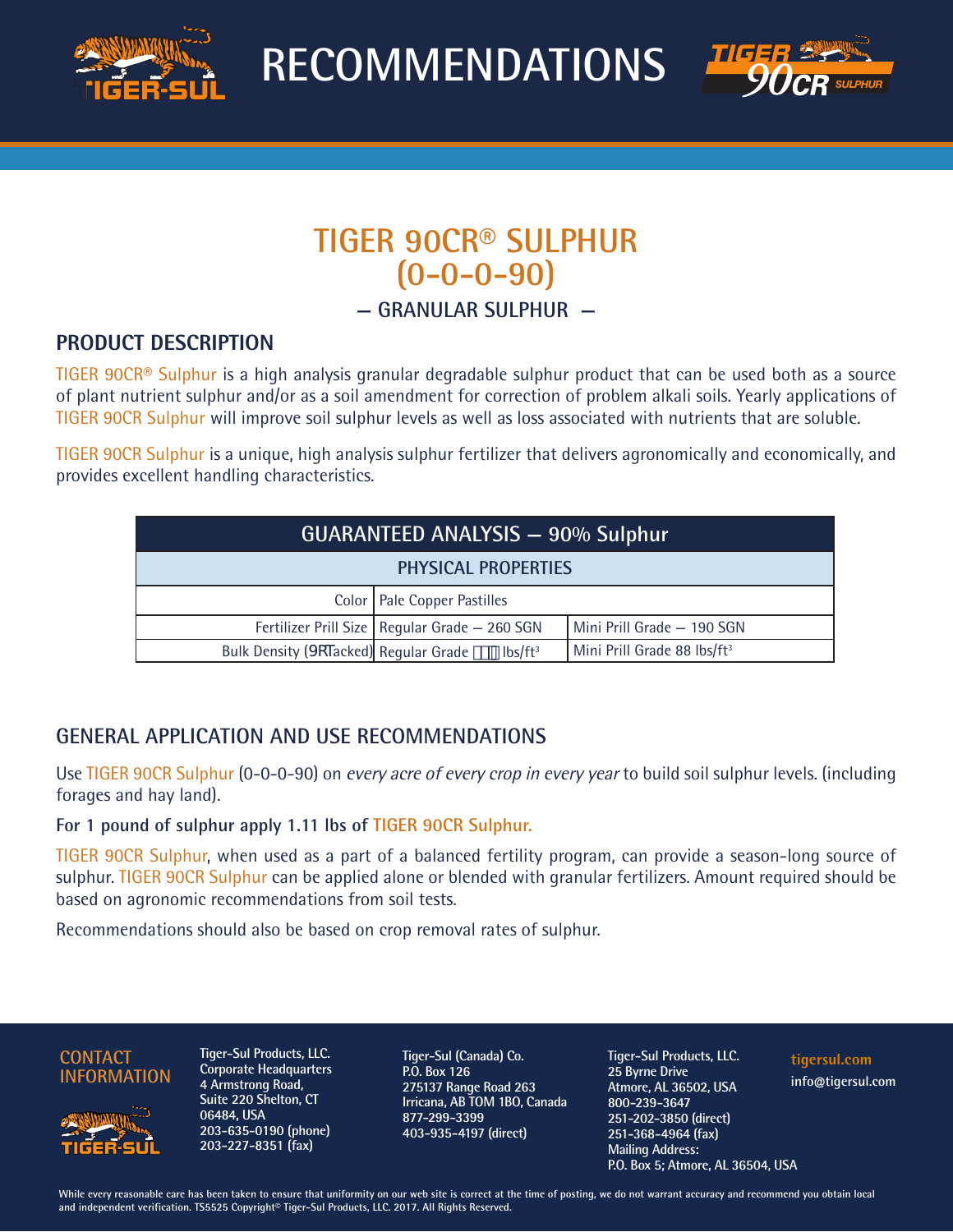# RECOMMENDATIONS

## TIGER 90CR® SULPHUR (0-0-0-90)

### – GRANULAR SULPHUR –

## PRODUCT DESCRIPTION

TIGER 90CR® Sulphur is a high analysis granular degradable sulphur product that can be used both as a source of plant nutrient sulphur and/or as a soil amendment for correction of problem alkali soils. Yearly applications of TIGER 90CR Sulphur will improve soil sulphur levels as well as loss associated with nutrients that are soluble.

TIGER 90CR Sulphur is a unique, high analysis sulphur fertilizer that delivers agronomically and economically, and provides excellent handling characteristics.

| GUARANTEED ANALYSIS – 90% Sulphur | | |
|---|---|---|
| PHYSICAL PROPERTIES | | |
| Color | Pale Copper Pastilles | |
| Fertilizer Prill Size | Regular Grade – 260 SGN | Mini Prill Grade – 190 SGN |
| Bulk Density (9RTacked) | Regular Grade ∏∏ lbs/ft³ | Mini Prill Grade 88 lbs/ft³ |

## GENERAL APPLICATION AND USE RECOMMENDATIONS

Use TIGER 90CR Sulphur (0-0-0-90) on *every acre of every crop in every year* to build soil sulphur levels. (including forages and hay land).

**For 1 pound of sulphur apply 1.11 lbs of TIGER 90CR Sulphur.**

TIGER 90CR Sulphur, when used as a part of a balanced fertility program, can provide a season-long source of sulphur. TIGER 90CR Sulphur can be applied alone or blended with granular fertilizers. Amount required should be based on agronomic recommendations from soil tests.

Recommendations should also be based on crop removal rates of sulphur.

CONTACT INFORMATION

Tiger-Sul Products, LLC.
Corporate Headquarters
4 Armstrong Road,
Suite 220 Shelton, CT
06484, USA
203-635-0190 (phone)
203-227-8351 (fax)

Tiger-Sul (Canada) Co.
P.O. Box 126
275137 Range Road 263
Irricana, AB TOM 1BO, Canada
877-299-3399
403-935-4197 (direct)

Tiger-Sul Products, LLC.
25 Byrne Drive
Atmore, AL 36502, USA
800-239-3647
251-202-3850 (direct)
251-368-4964 (fax)
Mailing Address:
P.O. Box 5; Atmore, AL 36504, USA

tigersul.com
info@tigersul.com

While every reasonable care has been taken to ensure that uniformity on our web site is correct at the time of posting, we do not warrant accuracy and recommend you obtain local and independent verification. TS5525 Copyright© Tiger-Sul Products, LLC. 2017. All Rights Reserved.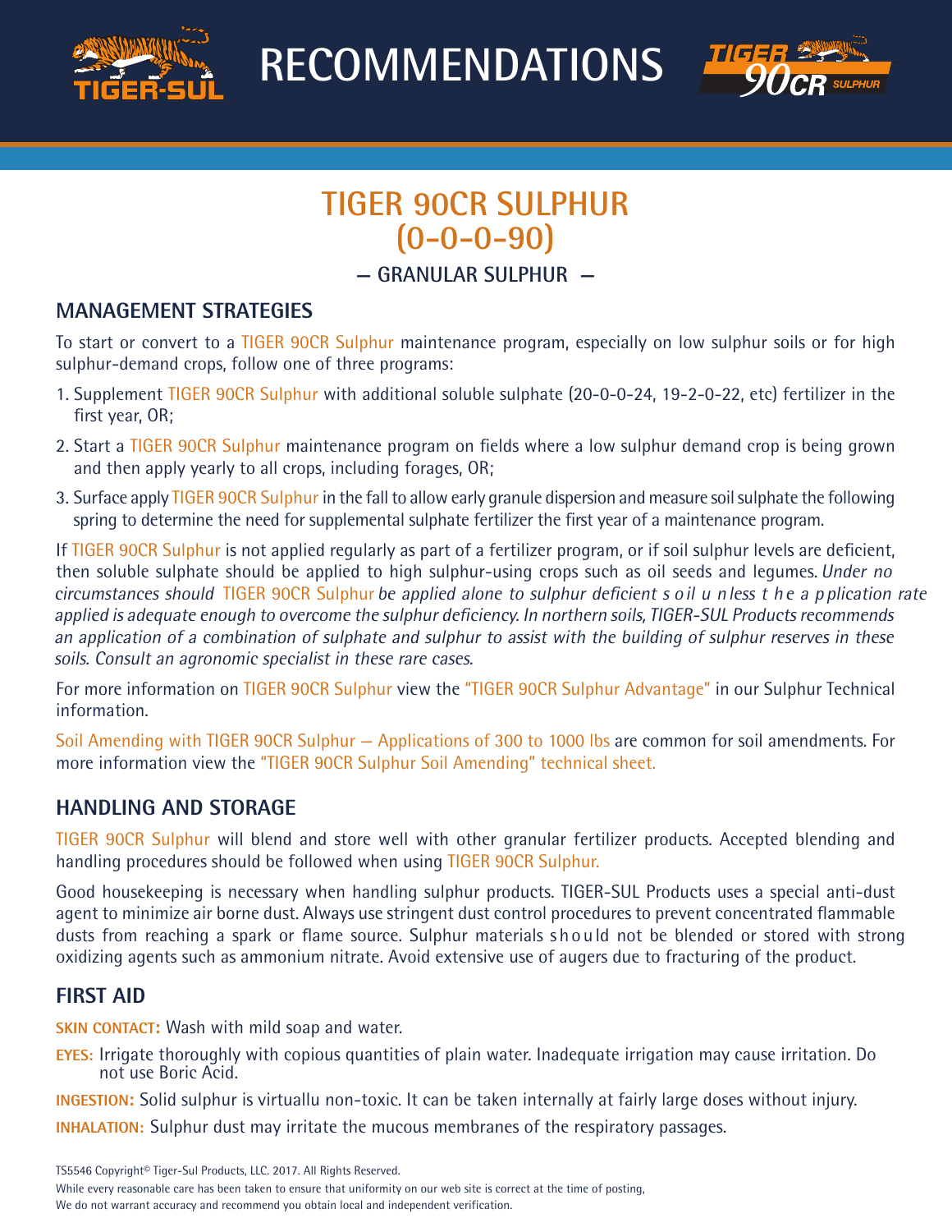# RECOMMENDATIONS

## TIGER 90CR SULPHUR (0-0-0-90)

### — GRANULAR SULPHUR —

## MANAGEMENT STRATEGIES

To start or convert to a TIGER 90CR Sulphur maintenance program, especially on low sulphur soils or for high sulphur-demand crops, follow one of three programs:

1. Supplement TIGER 90CR Sulphur with additional soluble sulphate (20-0-0-24, 19-2-0-22, etc) fertilizer in the first year, OR;
2. Start a TIGER 90CR Sulphur maintenance program on fields where a low sulphur demand crop is being grown and then apply yearly to all crops, including forages, OR;
3. Surface apply TIGER 90CR Sulphur in the fall to allow early granule dispersion and measure soil sulphate the following spring to determine the need for supplemental sulphate fertilizer the first year of a maintenance program.

If TIGER 90CR Sulphur is not applied regularly as part of a fertilizer program, or if soil sulphur levels are deficient, then soluble sulphate should be applied to high sulphur-using crops such as oil seeds and legumes. *Under no circumstances should TIGER 90CR Sulphur be applied alone to sulphur deficient soil unless the application rate applied is adequate enough to overcome the sulphur deficiency. In northern soils, TIGER-SUL Products recommends an application of a combination of sulphate and sulphur to assist with the building of sulphur reserves in these soils. Consult an agronomic specialist in these rare cases.*

For more information on TIGER 90CR Sulphur view the "TIGER 90CR Sulphur Advantage" in our Sulphur Technical information.

Soil Amending with TIGER 90CR Sulphur – Applications of 300 to 1000 lbs are common for soil amendments. For more information view the "TIGER 90CR Sulphur Soil Amending" technical sheet.

## HANDLING AND STORAGE

TIGER 90CR Sulphur will blend and store well with other granular fertilizer products. Accepted blending and handling procedures should be followed when using TIGER 90CR Sulphur.

Good housekeeping is necessary when handling sulphur products. TIGER-SUL Products uses a special anti-dust agent to minimize air borne dust. Always use stringent dust control procedures to prevent concentrated flammable dusts from reaching a spark or flame source. Sulphur materials should not be blended or stored with strong oxidizing agents such as ammonium nitrate. Avoid extensive use of augers due to fracturing of the product.

## FIRST AID

**SKIN CONTACT:** Wash with mild soap and water.

**EYES:** Irrigate thoroughly with copious quantities of plain water. Inadequate irrigation may cause irritation. Do not use Boric Acid.

**INGESTION:** Solid sulphur is virtuallu non-toxic. It can be taken internally at fairly large doses without injury.

**INHALATION:** Sulphur dust may irritate the mucous membranes of the respiratory passages.

TS5546 Copyright© Tiger-Sul Products, LLC. 2017. All Rights Reserved.

While every reasonable care has been taken to ensure that uniformity on our web site is correct at the time of posting, We do not warrant accuracy and recommend you obtain local and independent verification.